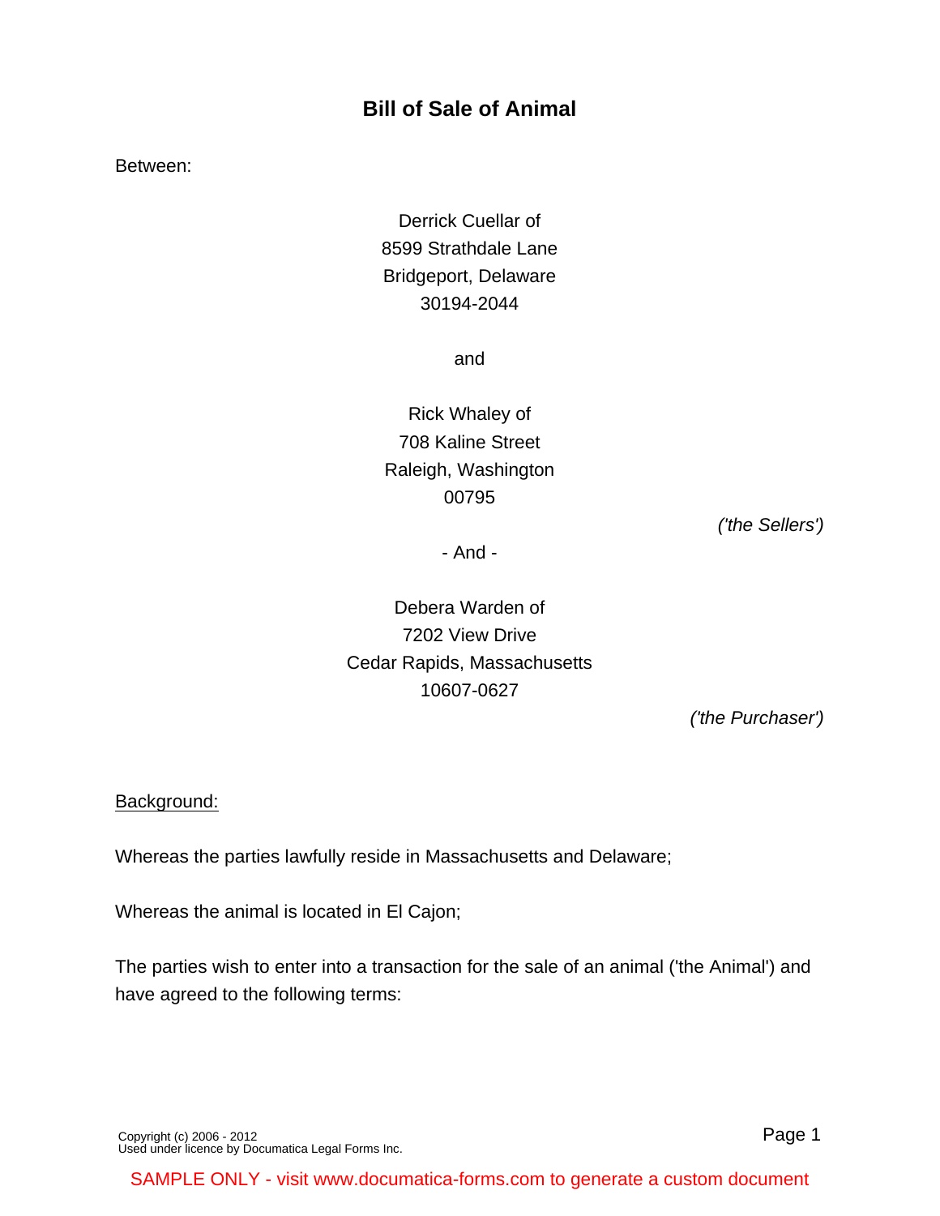# Bill of Sale of Animal

Between:

Derrick Cuellar of
8599 Strathdale Lane
Bridgeport, Delaware
30194-2044

and

Rick Whaley of
708 Kaline Street
Raleigh, Washington
00795

*('the Sellers')*

\- And -

Debera Warden of
7202 View Drive
Cedar Rapids, Massachusetts
10607-0627

*('the Purchaser')*

<u>Background:</u>

Whereas the parties lawfully reside in Massachusetts and Delaware;

Whereas the animal is located in El Cajon;

The parties wish to enter into a transaction for the sale of an animal ('the Animal') and have agreed to the following terms:

Copyright (c) 2006 - 2012
Used under licence by Documatica Legal Forms Inc.

SAMPLE ONLY - visit www.documatica-forms.com to generate a custom document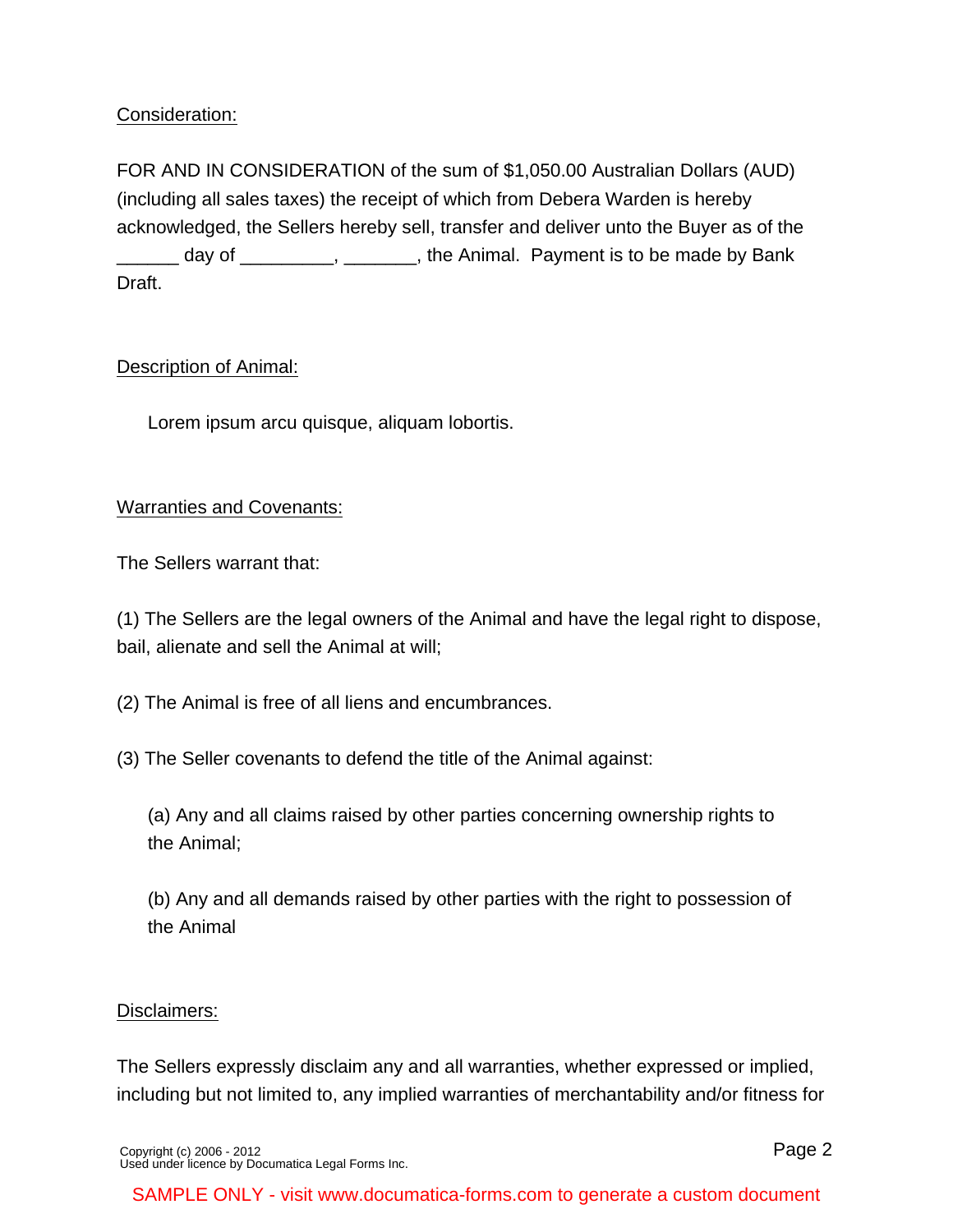Consideration:

FOR AND IN CONSIDERATION of the sum of $1,050.00 Australian Dollars (AUD) (including all sales taxes) the receipt of which from Debera Warden is hereby acknowledged, the Sellers hereby sell, transfer and deliver unto the Buyer as of the ______ day of _________, _______, the Animal. Payment is to be made by Bank Draft.

Description of Animal:

Lorem ipsum arcu quisque, aliquam lobortis.

Warranties and Covenants:

The Sellers warrant that:

(1) The Sellers are the legal owners of the Animal and have the legal right to dispose, bail, alienate and sell the Animal at will;

(2) The Animal is free of all liens and encumbrances.

(3) The Seller covenants to defend the title of the Animal against:

(a) Any and all claims raised by other parties concerning ownership rights to the Animal;

(b) Any and all demands raised by other parties with the right to possession of the Animal

Disclaimers:

The Sellers expressly disclaim any and all warranties, whether expressed or implied, including but not limited to, any implied warranties of merchantability and/or fitness for

Copyright (c) 2006 - 2012
Used under licence by Documatica Legal Forms Inc.

SAMPLE ONLY - visit www.documatica-forms.com to generate a custom document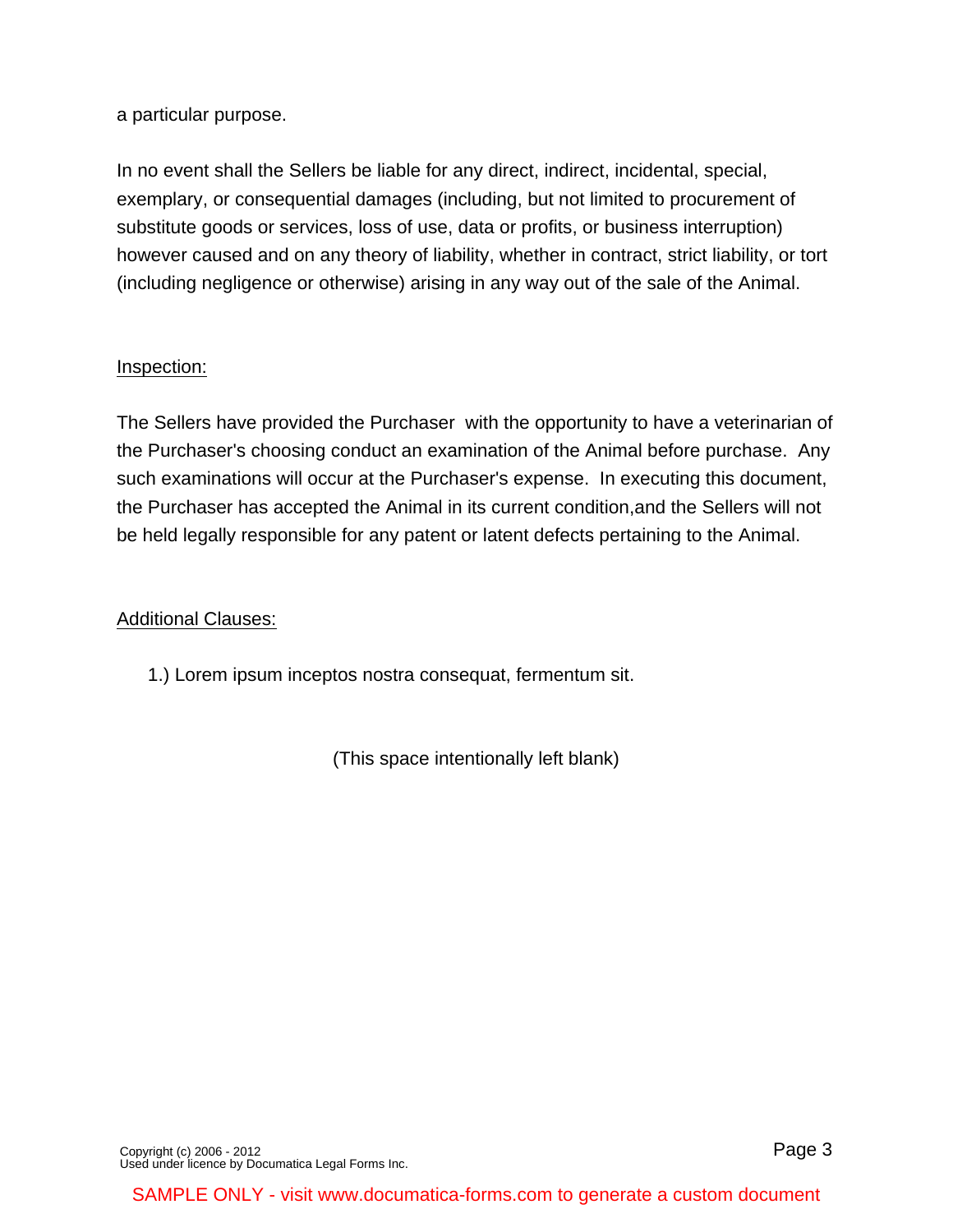a particular purpose.

In no event shall the Sellers be liable for any direct, indirect, incidental, special, exemplary, or consequential damages (including, but not limited to procurement of substitute goods or services, loss of use, data or profits, or business interruption) however caused and on any theory of liability, whether in contract, strict liability, or tort (including negligence or otherwise) arising in any way out of the sale of the Animal.

<u>Inspection:</u>

The Sellers have provided the Purchaser with the opportunity to have a veterinarian of the Purchaser's choosing conduct an examination of the Animal before purchase. Any such examinations will occur at the Purchaser's expense. In executing this document, the Purchaser has accepted the Animal in its current condition,and the Sellers will not be held legally responsible for any patent or latent defects pertaining to the Animal.

<u>Additional Clauses:</u>

1.) Lorem ipsum inceptos nostra consequat, fermentum sit.

(This space intentionally left blank)

Copyright (c) 2006 - 2012
Used under licence by Documatica Legal Forms Inc.

SAMPLE ONLY - visit www.documatica-forms.com to generate a custom document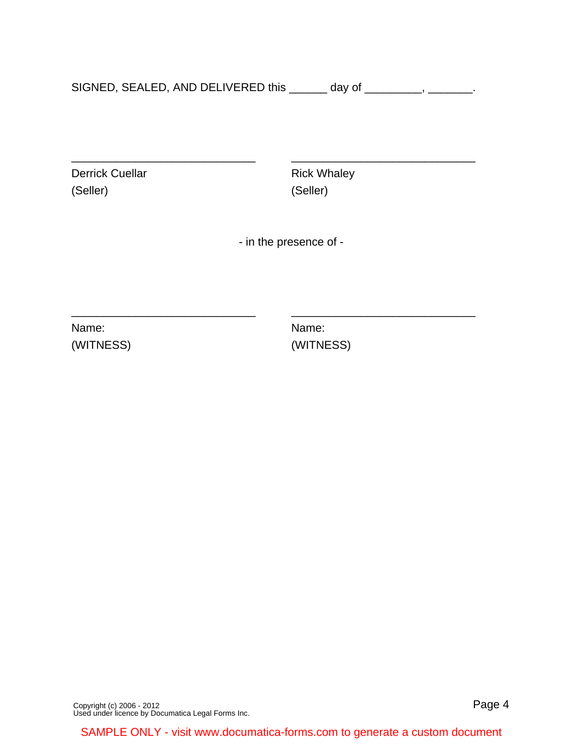SIGNED, SEALED, AND DELIVERED this ______ day of _________, _______.

| | |
|---|---|
| ______________________________ | ______________________________ |
| Derrick Cuellar | Rick Whaley |
| (Seller) | (Seller) |

- in the presence of -

| | |
|---|---|
| ______________________________ | ______________________________ |
| Name: | Name: |
| (WITNESS) | (WITNESS) |

Copyright (c) 2006 - 2012
Used under licence by Documatica Legal Forms Inc.

SAMPLE ONLY - visit www.documatica-forms.com to generate a custom document